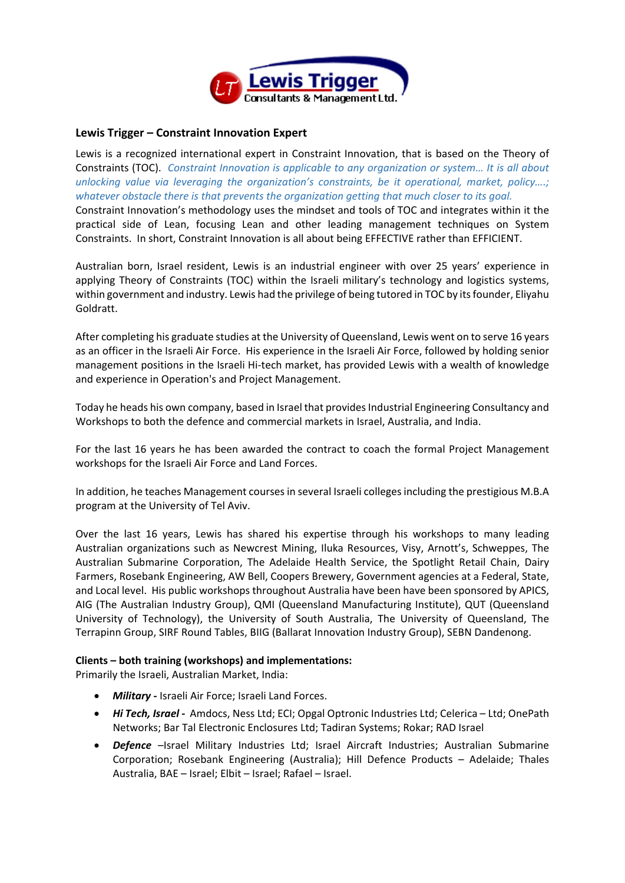Lewis Trigger
Consultants & Management Ltd.

## Lewis Trigger – Constraint Innovation Expert

Lewis is a recognized international expert in Constraint Innovation, that is based on the Theory of Constraints (TOC). *Constraint Innovation is applicable to any organization or system… It is all about unlocking value via leveraging the organization's constraints, be it operational, market, policy….; whatever obstacle there is that prevents the organization getting that much closer to its goal.*
Constraint Innovation's methodology uses the mindset and tools of TOC and integrates within it the practical side of Lean, focusing Lean and other leading management techniques on System Constraints. In short, Constraint Innovation is all about being EFFECTIVE rather than EFFICIENT.

Australian born, Israel resident, Lewis is an industrial engineer with over 25 years' experience in applying Theory of Constraints (TOC) within the Israeli military's technology and logistics systems, within government and industry. Lewis had the privilege of being tutored in TOC by its founder, Eliyahu Goldratt.

After completing his graduate studies at the University of Queensland, Lewis went on to serve 16 years as an officer in the Israeli Air Force. His experience in the Israeli Air Force, followed by holding senior management positions in the Israeli Hi-tech market, has provided Lewis with a wealth of knowledge and experience in Operation's and Project Management.

Today he heads his own company, based in Israel that provides Industrial Engineering Consultancy and Workshops to both the defence and commercial markets in Israel, Australia, and India.

For the last 16 years he has been awarded the contract to coach the formal Project Management workshops for the Israeli Air Force and Land Forces.

In addition, he teaches Management courses in several Israeli colleges including the prestigious M.B.A program at the University of Tel Aviv.

Over the last 16 years, Lewis has shared his expertise through his workshops to many leading Australian organizations such as Newcrest Mining, Iluka Resources, Visy, Arnott's, Schweppes, The Australian Submarine Corporation, The Adelaide Health Service, the Spotlight Retail Chain, Dairy Farmers, Rosebank Engineering, AW Bell, Coopers Brewery, Government agencies at a Federal, State, and Local level. His public workshops throughout Australia have been have been sponsored by APICS, AIG (The Australian Industry Group), QMI (Queensland Manufacturing Institute), QUT (Queensland University of Technology), the University of South Australia, The University of Queensland, The Terrapinn Group, SIRF Round Tables, BIIG (Ballarat Innovation Industry Group), SEBN Dandenong.

**Clients – both training (workshops) and implementations:**
Primarily the Israeli, Australian Market, India:

- ***Military -*** Israeli Air Force; Israeli Land Forces.
- ***Hi Tech, Israel -*** Amdocs, Ness Ltd; ECI; Opgal Optronic Industries Ltd; Celerica – Ltd; OnePath Networks; Bar Tal Electronic Enclosures Ltd; Tadiran Systems; Rokar; RAD Israel
- ***Defence*** –Israel Military Industries Ltd; Israel Aircraft Industries; Australian Submarine Corporation; Rosebank Engineering (Australia); Hill Defence Products – Adelaide; Thales Australia, BAE – Israel; Elbit – Israel; Rafael – Israel.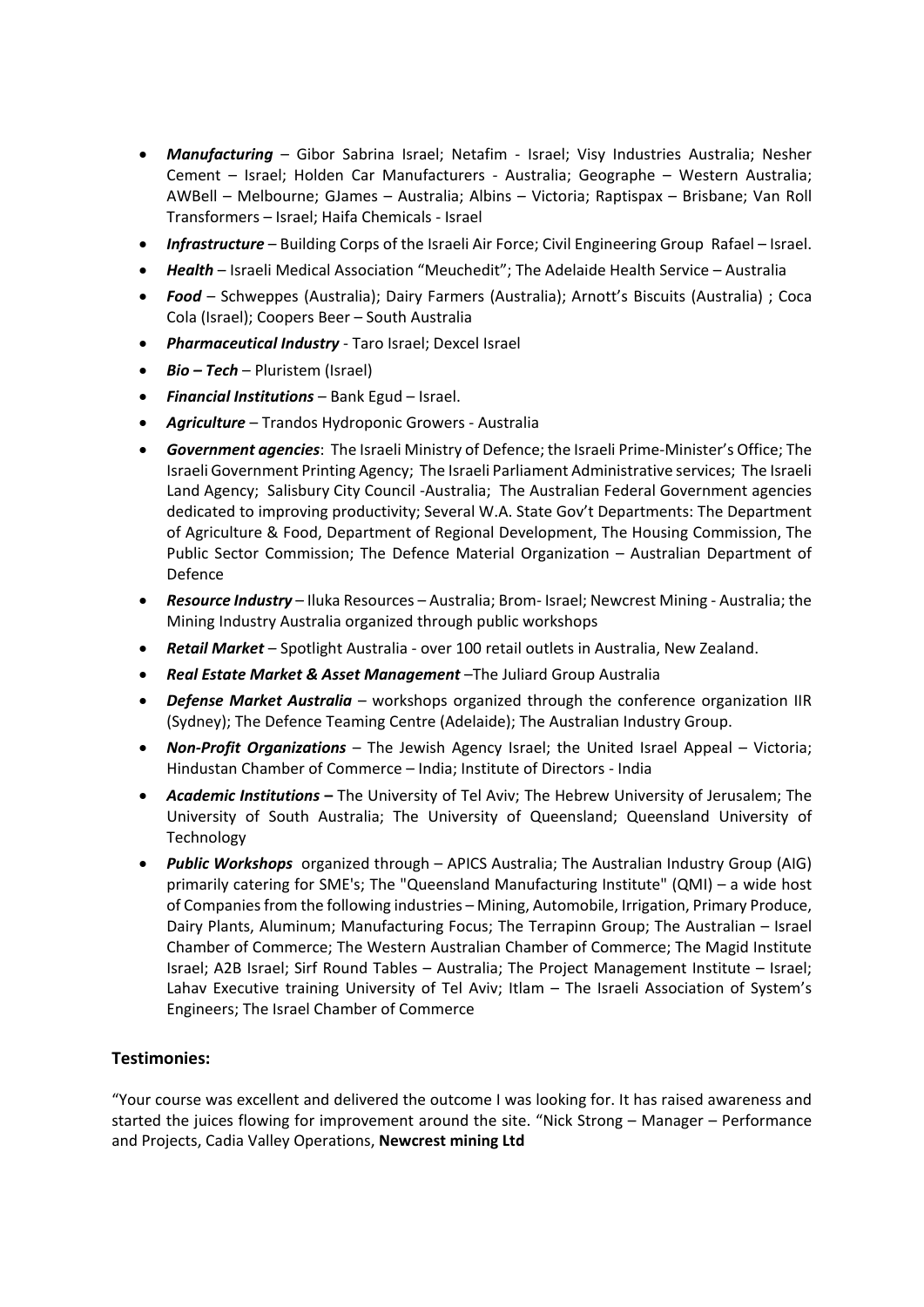- ***Manufacturing*** – Gibor Sabrina Israel; Netafim - Israel; Visy Industries Australia; Nesher Cement – Israel; Holden Car Manufacturers - Australia; Geographe – Western Australia; AWBell – Melbourne; GJames – Australia; Albins – Victoria; Raptispax – Brisbane; Van Roll Transformers – Israel; Haifa Chemicals - Israel
- ***Infrastructure*** – Building Corps of the Israeli Air Force; Civil Engineering Group Rafael – Israel.
- ***Health*** – Israeli Medical Association "Meuchedit"; The Adelaide Health Service – Australia
- ***Food*** – Schweppes (Australia); Dairy Farmers (Australia); Arnott's Biscuits (Australia) ; Coca Cola (Israel); Coopers Beer – South Australia
- ***Pharmaceutical Industry*** - Taro Israel; Dexcel Israel
- ***Bio – Tech*** – Pluristem (Israel)
- ***Financial Institutions*** – Bank Egud – Israel.
- ***Agriculture*** – Trandos Hydroponic Growers - Australia
- ***Government agencies***: The Israeli Ministry of Defence; the Israeli Prime-Minister's Office; The Israeli Government Printing Agency; The Israeli Parliament Administrative services; The Israeli Land Agency; Salisbury City Council -Australia; The Australian Federal Government agencies dedicated to improving productivity; Several W.A. State Gov't Departments: The Department of Agriculture & Food, Department of Regional Development, The Housing Commission, The Public Sector Commission; The Defence Material Organization – Australian Department of Defence
- ***Resource Industry*** – Iluka Resources – Australia; Brom- Israel; Newcrest Mining - Australia; the Mining Industry Australia organized through public workshops
- ***Retail Market*** – Spotlight Australia - over 100 retail outlets in Australia, New Zealand.
- ***Real Estate Market & Asset Management*** –The Juliard Group Australia
- ***Defense Market Australia*** – workshops organized through the conference organization IIR (Sydney); The Defence Teaming Centre (Adelaide); The Australian Industry Group.
- ***Non-Profit Organizations*** – The Jewish Agency Israel; the United Israel Appeal – Victoria; Hindustan Chamber of Commerce – India; Institute of Directors - India
- ***Academic Institutions –*** The University of Tel Aviv; The Hebrew University of Jerusalem; The University of South Australia; The University of Queensland; Queensland University of Technology
- ***Public Workshops*** organized through – APICS Australia; The Australian Industry Group (AIG) primarily catering for SME's; The "Queensland Manufacturing Institute" (QMI) – a wide host of Companies from the following industries – Mining, Automobile, Irrigation, Primary Produce, Dairy Plants, Aluminum; Manufacturing Focus; The Terrapinn Group; The Australian – Israel Chamber of Commerce; The Western Australian Chamber of Commerce; The Magid Institute Israel; A2B Israel; Sirf Round Tables – Australia; The Project Management Institute – Israel; Lahav Executive training University of Tel Aviv; Itlam – The Israeli Association of System's Engineers; The Israel Chamber of Commerce

## Testimonies:

"Your course was excellent and delivered the outcome I was looking for. It has raised awareness and started the juices flowing for improvement around the site. "Nick Strong – Manager – Performance and Projects, Cadia Valley Operations, **Newcrest mining Ltd**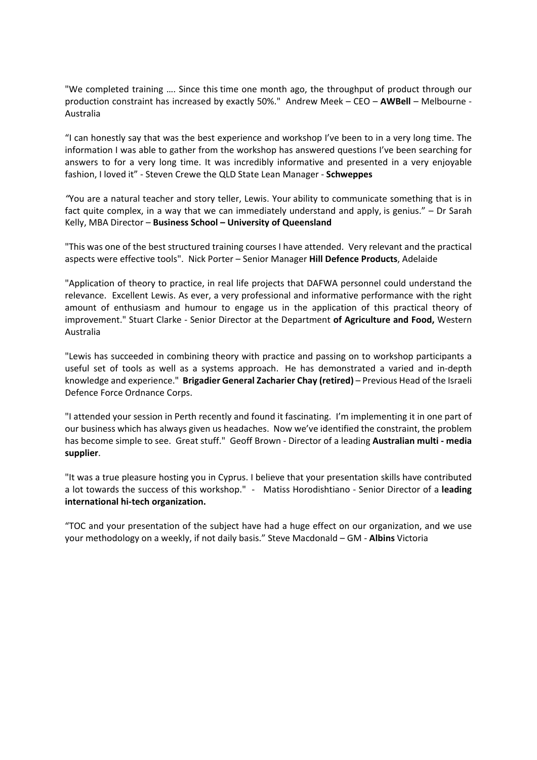"We completed training …. Since this time one month ago, the throughput of product through our production constraint has increased by exactly 50%." Andrew Meek – CEO – **AWBell** – Melbourne - Australia

"I can honestly say that was the best experience and workshop I've been to in a very long time. The information I was able to gather from the workshop has answered questions I've been searching for answers to for a very long time. It was incredibly informative and presented in a very enjoyable fashion, I loved it" - Steven Crewe the QLD State Lean Manager - **Schweppes**

*"*You are a natural teacher and story teller, Lewis. Your ability to communicate something that is in fact quite complex, in a way that we can immediately understand and apply, is genius." – Dr Sarah Kelly, MBA Director – **Business School – University of Queensland**

"This was one of the best structured training courses I have attended. Very relevant and the practical aspects were effective tools". Nick Porter – Senior Manager **Hill Defence Products**, Adelaide

"Application of theory to practice, in real life projects that DAFWA personnel could understand the relevance. Excellent Lewis. As ever, a very professional and informative performance with the right amount of enthusiasm and humour to engage us in the application of this practical theory of improvement." Stuart Clarke - Senior Director at the Department **of Agriculture and Food,** Western Australia

"Lewis has succeeded in combining theory with practice and passing on to workshop participants a useful set of tools as well as a systems approach. He has demonstrated a varied and in-depth knowledge and experience." **Brigadier General Zacharier Chay (retired)** – Previous Head of the Israeli Defence Force Ordnance Corps.

"I attended your session in Perth recently and found it fascinating. I'm implementing it in one part of our business which has always given us headaches. Now we've identified the constraint, the problem has become simple to see. Great stuff." Geoff Brown - Director of a leading **Australian multi - media supplier**.

"It was a true pleasure hosting you in Cyprus. I believe that your presentation skills have contributed a lot towards the success of this workshop." - Matiss Horodishtiano - Senior Director of a **leading international hi-tech organization.**

"TOC and your presentation of the subject have had a huge effect on our organization, and we use your methodology on a weekly, if not daily basis." Steve Macdonald – GM - **Albins** Victoria